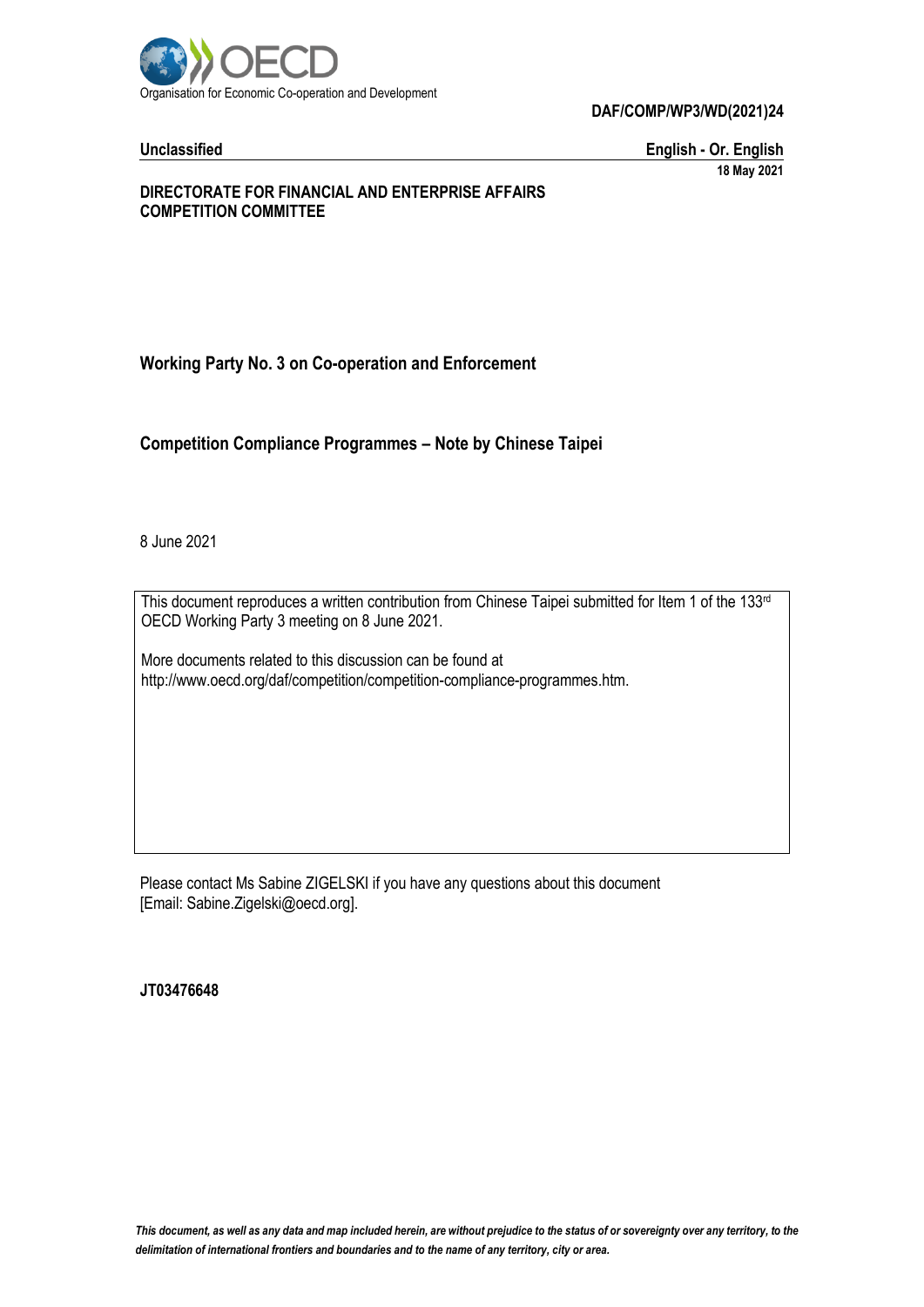Organisation for Economic Co-operation and Development

**DAF/COMP/WP3/WD(2021)24**

**Unclassified** **English - Or. English**

**18 May 2021**

**DIRECTORATE FOR FINANCIAL AND ENTERPRISE AFFAIRS**
**COMPETITION COMMITTEE**

**Working Party No. 3 on Co-operation and Enforcement**

## Competition Compliance Programmes – Note by Chinese Taipei

8 June 2021

This document reproduces a written contribution from Chinese Taipei submitted for Item 1 of the 133rd OECD Working Party 3 meeting on 8 June 2021.

More documents related to this discussion can be found at
http://www.oecd.org/daf/competition/competition-compliance-programmes.htm.

Please contact Ms Sabine ZIGELSKI if you have any questions about this document
[Email: Sabine.Zigelski@oecd.org].

**JT03476648**

*This document, as well as any data and map included herein, are without prejudice to the status of or sovereignty over any territory, to the delimitation of international frontiers and boundaries and to the name of any territory, city or area.*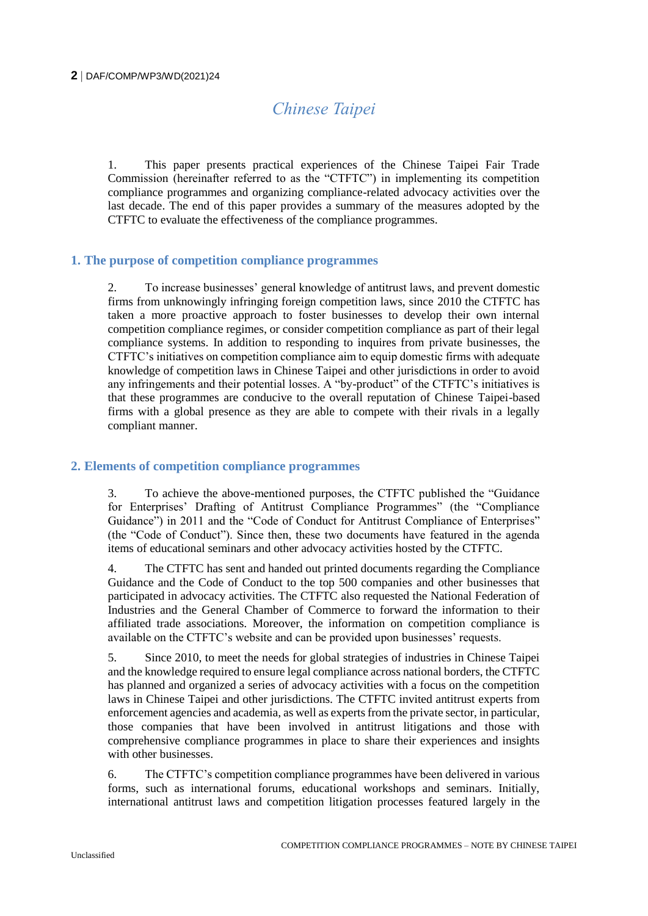# Chinese Taipei

1. This paper presents practical experiences of the Chinese Taipei Fair Trade Commission (hereinafter referred to as the "CTFTC") in implementing its competition compliance programmes and organizing compliance-related advocacy activities over the last decade. The end of this paper provides a summary of the measures adopted by the CTFTC to evaluate the effectiveness of the compliance programmes.

## 1. The purpose of competition compliance programmes

2. To increase businesses' general knowledge of antitrust laws, and prevent domestic firms from unknowingly infringing foreign competition laws, since 2010 the CTFTC has taken a more proactive approach to foster businesses to develop their own internal competition compliance regimes, or consider competition compliance as part of their legal compliance systems. In addition to responding to inquires from private businesses, the CTFTC's initiatives on competition compliance aim to equip domestic firms with adequate knowledge of competition laws in Chinese Taipei and other jurisdictions in order to avoid any infringements and their potential losses. A "by-product" of the CTFTC's initiatives is that these programmes are conducive to the overall reputation of Chinese Taipei-based firms with a global presence as they are able to compete with their rivals in a legally compliant manner.

## 2. Elements of competition compliance programmes

3. To achieve the above-mentioned purposes, the CTFTC published the "Guidance for Enterprises' Drafting of Antitrust Compliance Programmes" (the "Compliance Guidance") in 2011 and the "Code of Conduct for Antitrust Compliance of Enterprises" (the "Code of Conduct"). Since then, these two documents have featured in the agenda items of educational seminars and other advocacy activities hosted by the CTFTC.

4. The CTFTC has sent and handed out printed documents regarding the Compliance Guidance and the Code of Conduct to the top 500 companies and other businesses that participated in advocacy activities. The CTFTC also requested the National Federation of Industries and the General Chamber of Commerce to forward the information to their affiliated trade associations. Moreover, the information on competition compliance is available on the CTFTC's website and can be provided upon businesses' requests.

5. Since 2010, to meet the needs for global strategies of industries in Chinese Taipei and the knowledge required to ensure legal compliance across national borders, the CTFTC has planned and organized a series of advocacy activities with a focus on the competition laws in Chinese Taipei and other jurisdictions. The CTFTC invited antitrust experts from enforcement agencies and academia, as well as experts from the private sector, in particular, those companies that have been involved in antitrust litigations and those with comprehensive compliance programmes in place to share their experiences and insights with other businesses.

6. The CTFTC's competition compliance programmes have been delivered in various forms, such as international forums, educational workshops and seminars. Initially, international antitrust laws and competition litigation processes featured largely in the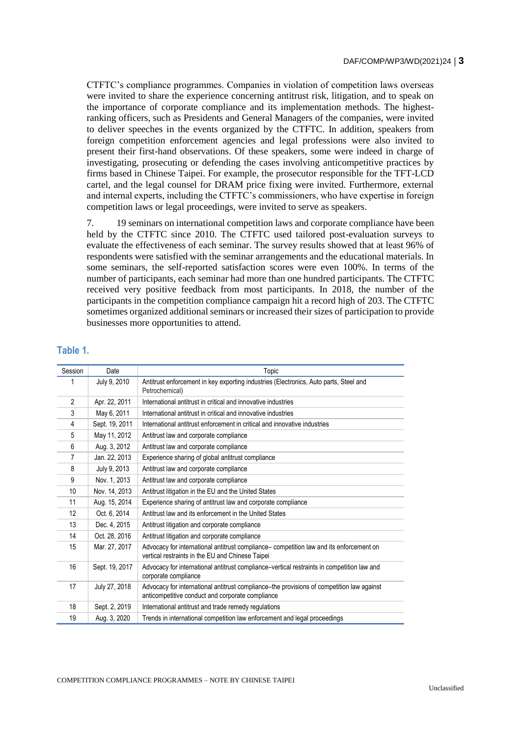CTFTC's compliance programmes. Companies in violation of competition laws overseas were invited to share the experience concerning antitrust risk, litigation, and to speak on the importance of corporate compliance and its implementation methods. The highest-ranking officers, such as Presidents and General Managers of the companies, were invited to deliver speeches in the events organized by the CTFTC. In addition, speakers from foreign competition enforcement agencies and legal professions were also invited to present their first-hand observations. Of these speakers, some were indeed in charge of investigating, prosecuting or defending the cases involving anticompetitive practices by firms based in Chinese Taipei. For example, the prosecutor responsible for the TFT-LCD cartel, and the legal counsel for DRAM price fixing were invited. Furthermore, external and internal experts, including the CTFTC's commissioners, who have expertise in foreign competition laws or legal proceedings, were invited to serve as speakers.

7. 19 seminars on international competition laws and corporate compliance have been held by the CTFTC since 2010. The CTFTC used tailored post-evaluation surveys to evaluate the effectiveness of each seminar. The survey results showed that at least 96% of respondents were satisfied with the seminar arrangements and the educational materials. In some seminars, the self-reported satisfaction scores were even 100%. In terms of the number of participants, each seminar had more than one hundred participants. The CTFTC received very positive feedback from most participants. In 2018, the number of the participants in the competition compliance campaign hit a record high of 203. The CTFTC sometimes organized additional seminars or increased their sizes of participation to provide businesses more opportunities to attend.

## Table 1.

| Session | Date | Topic |
|---|---|---|
| 1 | July 9, 2010 | Antitrust enforcement in key exporting industries (Electronics, Auto parts, Steel and Petrochemical) |
| 2 | Apr. 22, 2011 | International antitrust in critical and innovative industries |
| 3 | May 6, 2011 | International antitrust in critical and innovative industries |
| 4 | Sept. 19, 2011 | International antitrust enforcement in critical and innovative industries |
| 5 | May 11, 2012 | Antitrust law and corporate compliance |
| 6 | Aug. 3, 2012 | Antitrust law and corporate compliance |
| 7 | Jan. 22, 2013 | Experience sharing of global antitrust compliance |
| 8 | July 9, 2013 | Antitrust law and corporate compliance |
| 9 | Nov. 1, 2013 | Antitrust law and corporate compliance |
| 10 | Nov. 14, 2013 | Antitrust litigation in the EU and the United States |
| 11 | Aug. 15, 2014 | Experience sharing of antitrust law and corporate compliance |
| 12 | Oct. 6, 2014 | Antitrust law and its enforcement in the United States |
| 13 | Dec. 4, 2015 | Antitrust litigation and corporate compliance |
| 14 | Oct. 28, 2016 | Antitrust litigation and corporate compliance |
| 15 | Mar. 27, 2017 | Advocacy for international antitrust compliance– competition law and its enforcement on vertical restraints in the EU and Chinese Taipei |
| 16 | Sept. 19, 2017 | Advocacy for international antitrust compliance–vertical restraints in competition law and corporate compliance |
| 17 | July 27, 2018 | Advocacy for international antitrust compliance–the provisions of competition law against anticompetitive conduct and corporate compliance |
| 18 | Sept. 2, 2019 | International antitrust and trade remedy regulations |
| 19 | Aug. 3, 2020 | Trends in international competition law enforcement and legal proceedings |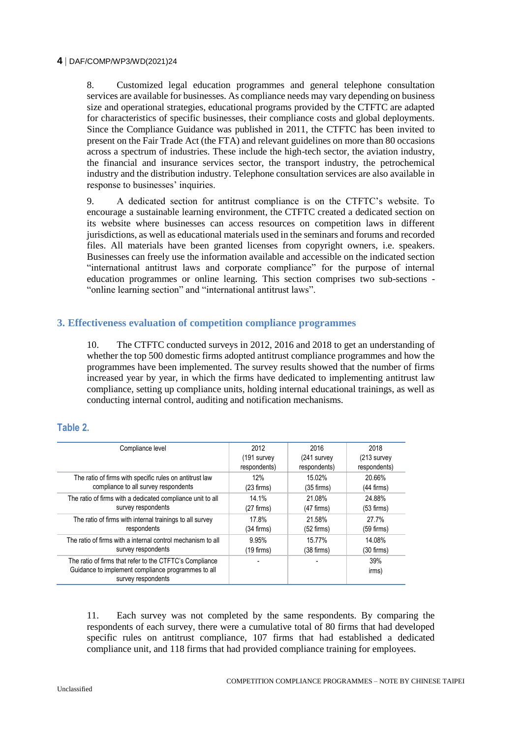8. Customized legal education programmes and general telephone consultation services are available for businesses. As compliance needs may vary depending on business size and operational strategies, educational programs provided by the CTFTC are adapted for characteristics of specific businesses, their compliance costs and global deployments. Since the Compliance Guidance was published in 2011, the CTFTC has been invited to present on the Fair Trade Act (the FTA) and relevant guidelines on more than 80 occasions across a spectrum of industries. These include the high-tech sector, the aviation industry, the financial and insurance services sector, the transport industry, the petrochemical industry and the distribution industry. Telephone consultation services are also available in response to businesses' inquiries.

9. A dedicated section for antitrust compliance is on the CTFTC's website. To encourage a sustainable learning environment, the CTFTC created a dedicated section on its website where businesses can access resources on competition laws in different jurisdictions, as well as educational materials used in the seminars and forums and recorded files. All materials have been granted licenses from copyright owners, i.e. speakers. Businesses can freely use the information available and accessible on the indicated section "international antitrust laws and corporate compliance" for the purpose of internal education programmes or online learning. This section comprises two sub-sections - "online learning section" and "international antitrust laws".

## 3. Effectiveness evaluation of competition compliance programmes

10. The CTFTC conducted surveys in 2012, 2016 and 2018 to get an understanding of whether the top 500 domestic firms adopted antitrust compliance programmes and how the programmes have been implemented. The survey results showed that the number of firms increased year by year, in which the firms have dedicated to implementing antitrust law compliance, setting up compliance units, holding internal educational trainings, as well as conducting internal control, auditing and notification mechanisms.

**Table 2.**

| Compliance level | 2012 (191 survey respondents) | 2016 (241 survey respondents) | 2018 (213 survey respondents) |
|---|---|---|---|
| The ratio of firms with specific rules on antitrust law compliance to all survey respondents | 12% (23 firms) | 15.02% (35 firms) | 20.66% (44 firms) |
| The ratio of firms with a dedicated compliance unit to all survey respondents | 14.1% (27 firms) | 21.08% (47 firms) | 24.88% (53 firms) |
| The ratio of firms with internal trainings to all survey respondents | 17.8% (34 firms) | 21.58% (52 firms) | 27.7% (59 firms) |
| The ratio of firms with a internal control mechanism to all survey respondents | 9.95% (19 firms) | 15.77% (38 firms) | 14.08% (30 firms) |
| The ratio of firms that refer to the CTFTC's Compliance Guidance to implement compliance programmes to all survey respondents | - | - | 39% irms) |

11. Each survey was not completed by the same respondents. By comparing the respondents of each survey, there were a cumulative total of 80 firms that had developed specific rules on antitrust compliance, 107 firms that had established a dedicated compliance unit, and 118 firms that had provided compliance training for employees.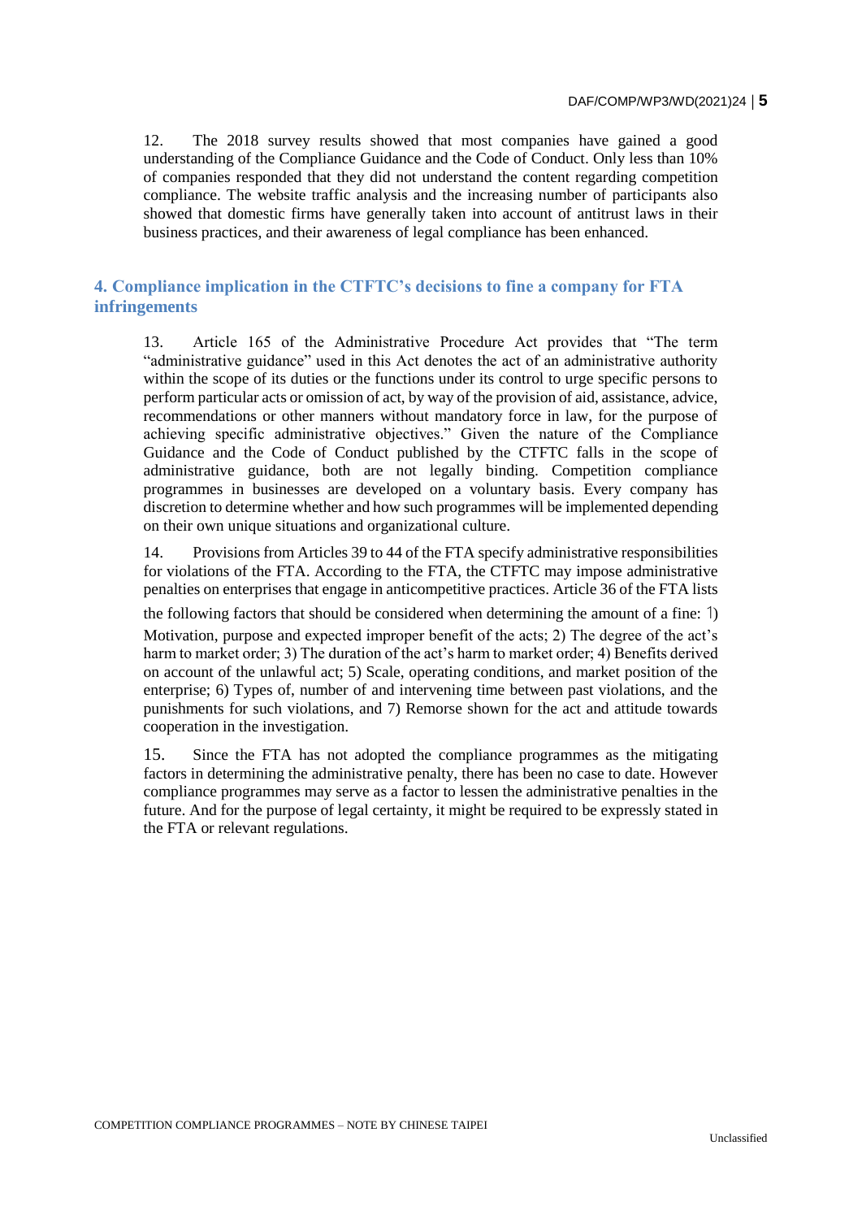12. The 2018 survey results showed that most companies have gained a good understanding of the Compliance Guidance and the Code of Conduct. Only less than 10% of companies responded that they did not understand the content regarding competition compliance. The website traffic analysis and the increasing number of participants also showed that domestic firms have generally taken into account of antitrust laws in their business practices, and their awareness of legal compliance has been enhanced.

## 4. Compliance implication in the CTFTC's decisions to fine a company for FTA infringements

13. Article 165 of the Administrative Procedure Act provides that "The term "administrative guidance" used in this Act denotes the act of an administrative authority within the scope of its duties or the functions under its control to urge specific persons to perform particular acts or omission of act, by way of the provision of aid, assistance, advice, recommendations or other manners without mandatory force in law, for the purpose of achieving specific administrative objectives." Given the nature of the Compliance Guidance and the Code of Conduct published by the CTFTC falls in the scope of administrative guidance, both are not legally binding. Competition compliance programmes in businesses are developed on a voluntary basis. Every company has discretion to determine whether and how such programmes will be implemented depending on their own unique situations and organizational culture.

14. Provisions from Articles 39 to 44 of the FTA specify administrative responsibilities for violations of the FTA. According to the FTA, the CTFTC may impose administrative penalties on enterprises that engage in anticompetitive practices. Article 36 of the FTA lists the following factors that should be considered when determining the amount of a fine: 1) Motivation, purpose and expected improper benefit of the acts; 2) The degree of the act's harm to market order; 3) The duration of the act's harm to market order; 4) Benefits derived on account of the unlawful act; 5) Scale, operating conditions, and market position of the enterprise; 6) Types of, number of and intervening time between past violations, and the punishments for such violations, and 7) Remorse shown for the act and attitude towards cooperation in the investigation.

15. Since the FTA has not adopted the compliance programmes as the mitigating factors in determining the administrative penalty, there has been no case to date. However compliance programmes may serve as a factor to lessen the administrative penalties in the future. And for the purpose of legal certainty, it might be required to be expressly stated in the FTA or relevant regulations.